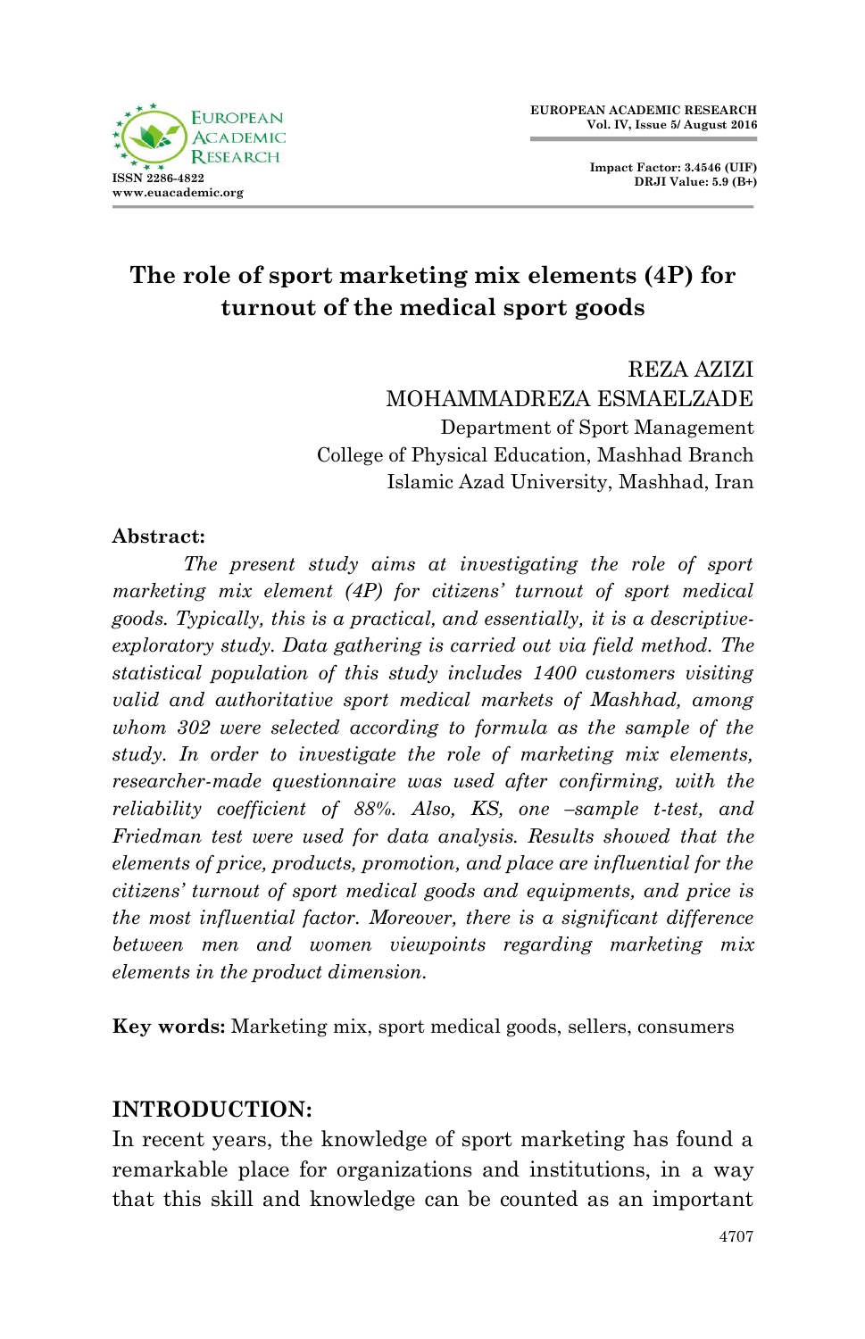# The role of sport marketing mix elements (4P) for turnout of the medical sport goods

REZA AZIZI
MOHAMMADREZA ESMAELZADE
Department of Sport Management
College of Physical Education, Mashhad Branch
Islamic Azad University, Mashhad, Iran

**Abstract:**

*The present study aims at investigating the role of sport marketing mix element (4P) for citizens' turnout of sport medical goods. Typically, this is a practical, and essentially, it is a descriptive-exploratory study. Data gathering is carried out via field method. The statistical population of this study includes 1400 customers visiting valid and authoritative sport medical markets of Mashhad, among whom 302 were selected according to formula as the sample of the study. In order to investigate the role of marketing mix elements, researcher-made questionnaire was used after confirming, with the reliability coefficient of 88%. Also, KS, one –sample t-test, and Friedman test were used for data analysis. Results showed that the elements of price, products, promotion, and place are influential for the citizens' turnout of sport medical goods and equipments, and price is the most influential factor. Moreover, there is a significant difference between men and women viewpoints regarding marketing mix elements in the product dimension.*

**Key words:** Marketing mix, sport medical goods, sellers, consumers

## INTRODUCTION:

In recent years, the knowledge of sport marketing has found a remarkable place for organizations and institutions, in a way that this skill and knowledge can be counted as an important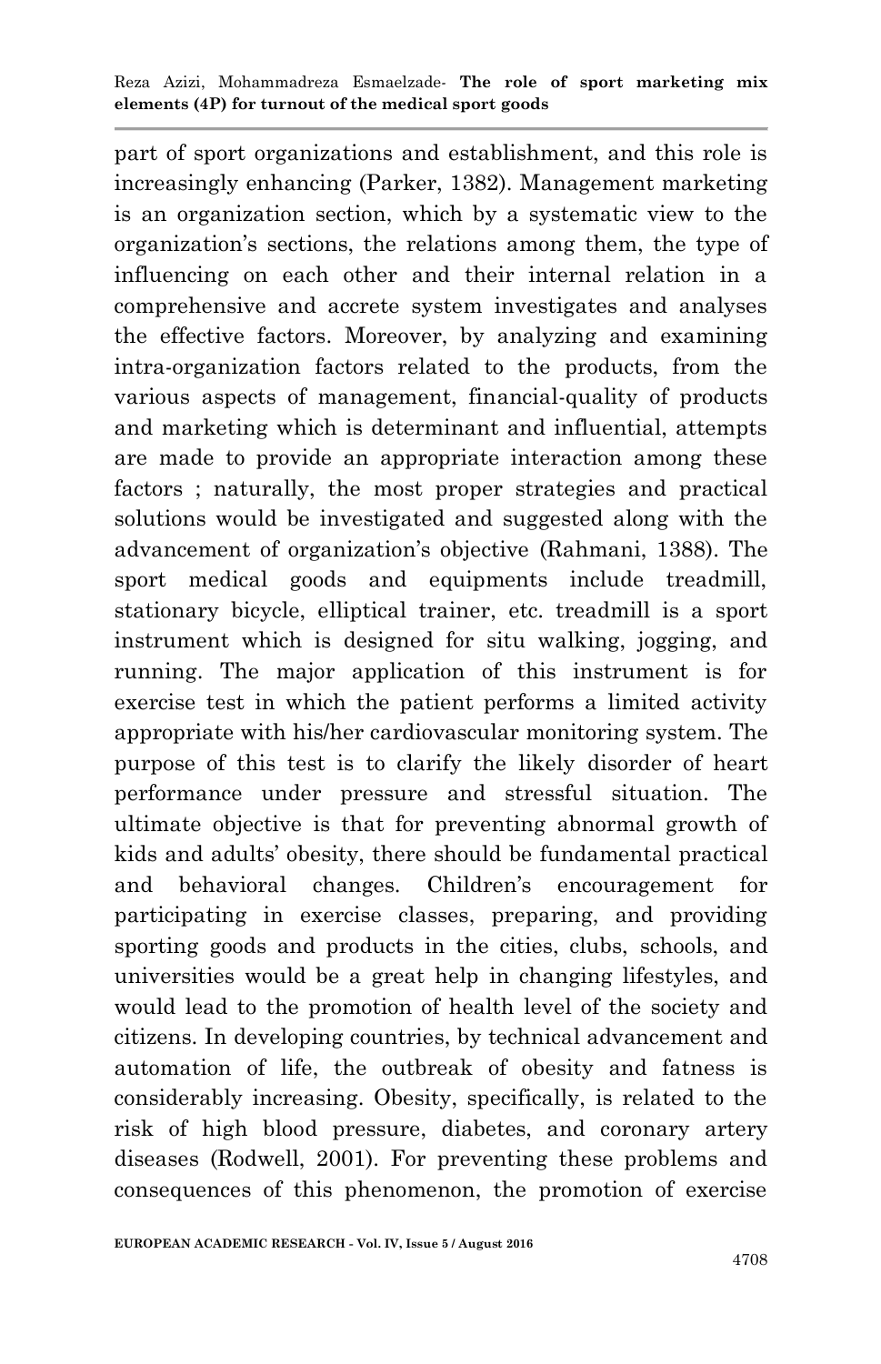part of sport organizations and establishment, and this role is increasingly enhancing (Parker, 1382). Management marketing is an organization section, which by a systematic view to the organization's sections, the relations among them, the type of influencing on each other and their internal relation in a comprehensive and accrete system investigates and analyses the effective factors. Moreover, by analyzing and examining intra-organization factors related to the products, from the various aspects of management, financial-quality of products and marketing which is determinant and influential, attempts are made to provide an appropriate interaction among these factors ; naturally, the most proper strategies and practical solutions would be investigated and suggested along with the advancement of organization's objective (Rahmani, 1388). The sport medical goods and equipments include treadmill, stationary bicycle, elliptical trainer, etc. treadmill is a sport instrument which is designed for situ walking, jogging, and running. The major application of this instrument is for exercise test in which the patient performs a limited activity appropriate with his/her cardiovascular monitoring system. The purpose of this test is to clarify the likely disorder of heart performance under pressure and stressful situation. The ultimate objective is that for preventing abnormal growth of kids and adults' obesity, there should be fundamental practical and behavioral changes. Children's encouragement for participating in exercise classes, preparing, and providing sporting goods and products in the cities, clubs, schools, and universities would be a great help in changing lifestyles, and would lead to the promotion of health level of the society and citizens. In developing countries, by technical advancement and automation of life, the outbreak of obesity and fatness is considerably increasing. Obesity, specifically, is related to the risk of high blood pressure, diabetes, and coronary artery diseases (Rodwell, 2001). For preventing these problems and consequences of this phenomenon, the promotion of exercise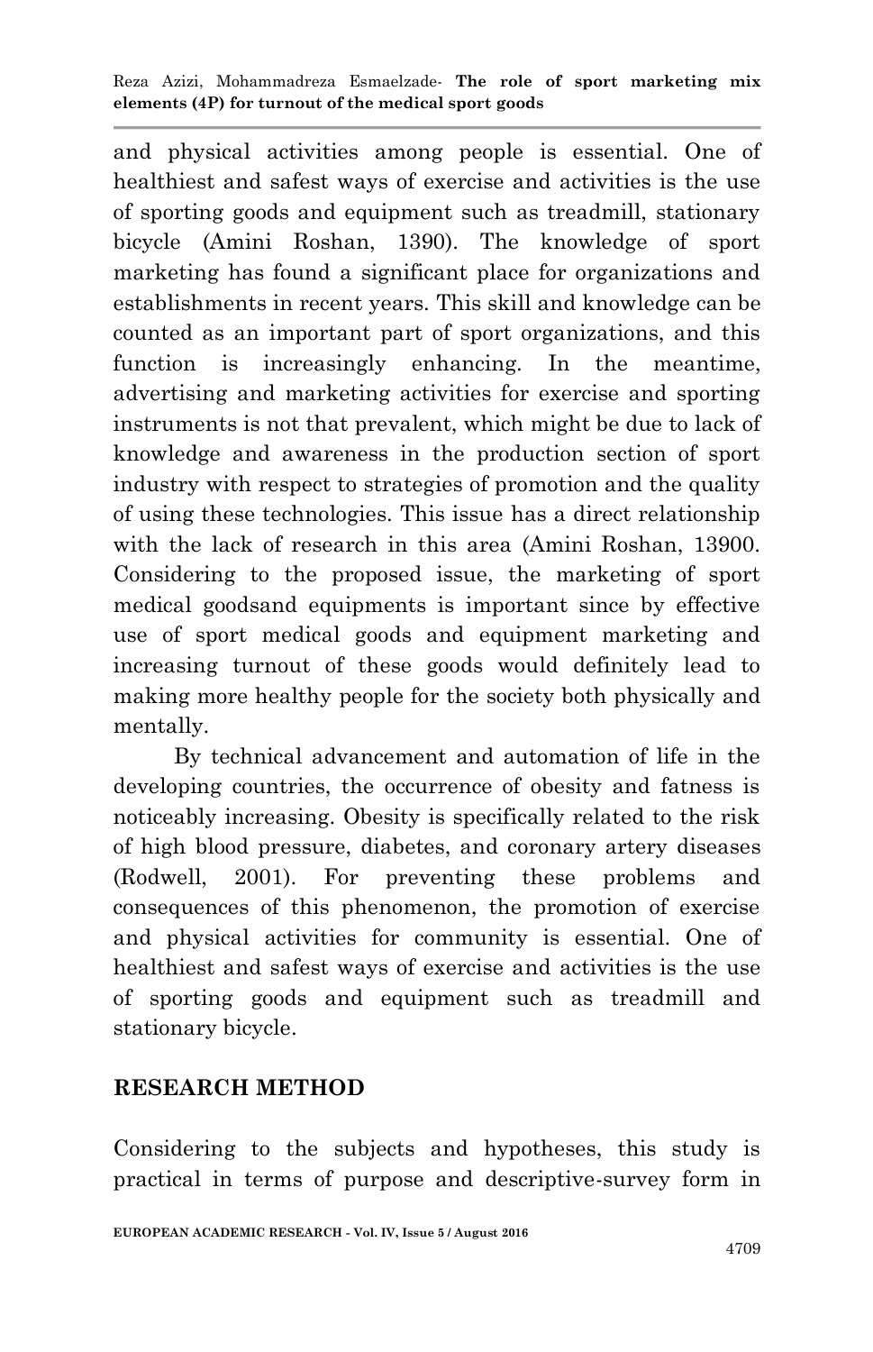and physical activities among people is essential. One of healthiest and safest ways of exercise and activities is the use of sporting goods and equipment such as treadmill, stationary bicycle (Amini Roshan, 1390). The knowledge of sport marketing has found a significant place for organizations and establishments in recent years. This skill and knowledge can be counted as an important part of sport organizations, and this function is increasingly enhancing. In the meantime, advertising and marketing activities for exercise and sporting instruments is not that prevalent, which might be due to lack of knowledge and awareness in the production section of sport industry with respect to strategies of promotion and the quality of using these technologies. This issue has a direct relationship with the lack of research in this area (Amini Roshan, 13900. Considering to the proposed issue, the marketing of sport medical goodsand equipments is important since by effective use of sport medical goods and equipment marketing and increasing turnout of these goods would definitely lead to making more healthy people for the society both physically and mentally.

By technical advancement and automation of life in the developing countries, the occurrence of obesity and fatness is noticeably increasing. Obesity is specifically related to the risk of high blood pressure, diabetes, and coronary artery diseases (Rodwell, 2001). For preventing these problems and consequences of this phenomenon, the promotion of exercise and physical activities for community is essential. One of healthiest and safest ways of exercise and activities is the use of sporting goods and equipment such as treadmill and stationary bicycle.

## RESEARCH METHOD

Considering to the subjects and hypotheses, this study is practical in terms of purpose and descriptive-survey form in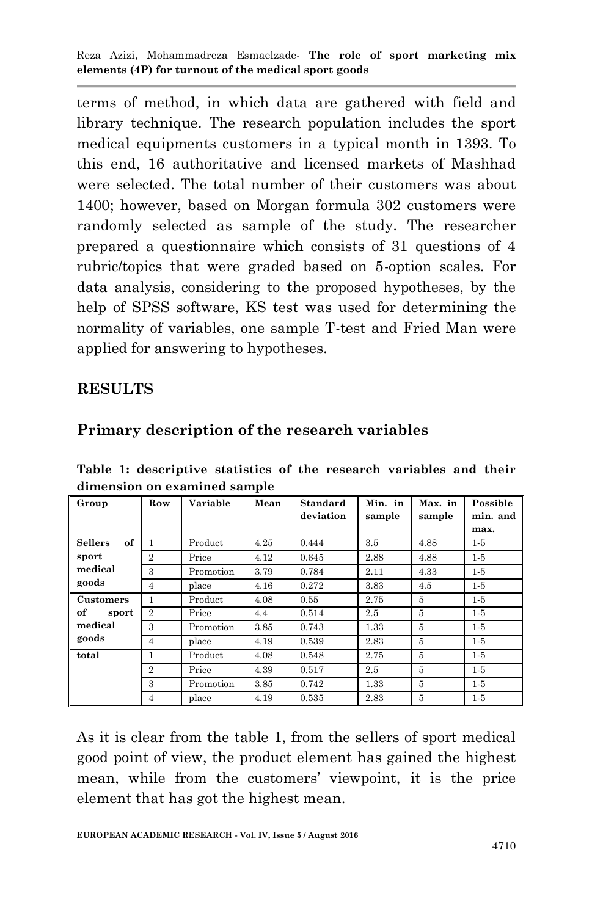terms of method, in which data are gathered with field and library technique. The research population includes the sport medical equipments customers in a typical month in 1393. To this end, 16 authoritative and licensed markets of Mashhad were selected. The total number of their customers was about 1400; however, based on Morgan formula 302 customers were randomly selected as sample of the study. The researcher prepared a questionnaire which consists of 31 questions of 4 rubric/topics that were graded based on 5-option scales. For data analysis, considering to the proposed hypotheses, by the help of SPSS software, KS test was used for determining the normality of variables, one sample T-test and Fried Man were applied for answering to hypotheses.

## RESULTS

### Primary description of the research variables

**Table 1: descriptive statistics of the research variables and their dimension on examined sample**

| Group | Row | Variable | Mean | Standard deviation | Min. in sample | Max. in sample | Possible min. and max. |
|---|---|---|---|---|---|---|---|
| **Sellers of sport medical goods** | 1 | Product | 4.25 | 0.444 | 3.5 | 4.88 | 1-5 |
| | 2 | Price | 4.12 | 0.645 | 2.88 | 4.88 | 1-5 |
| | 3 | Promotion | 3.79 | 0.784 | 2.11 | 4.33 | 1-5 |
| | 4 | place | 4.16 | 0.272 | 3.83 | 4.5 | 1-5 |
| **Customers of sport medical goods** | 1 | Product | 4.08 | 0.55 | 2.75 | 5 | 1-5 |
| | 2 | Price | 4.4 | 0.514 | 2.5 | 5 | 1-5 |
| | 3 | Promotion | 3.85 | 0.743 | 1.33 | 5 | 1-5 |
| | 4 | place | 4.19 | 0.539 | 2.83 | 5 | 1-5 |
| **total** | 1 | Product | 4.08 | 0.548 | 2.75 | 5 | 1-5 |
| | 2 | Price | 4.39 | 0.517 | 2.5 | 5 | 1-5 |
| | 3 | Promotion | 3.85 | 0.742 | 1.33 | 5 | 1-5 |
| | 4 | place | 4.19 | 0.535 | 2.83 | 5 | 1-5 |

As it is clear from the table 1, from the sellers of sport medical good point of view, the product element has gained the highest mean, while from the customers' viewpoint, it is the price element that has got the highest mean.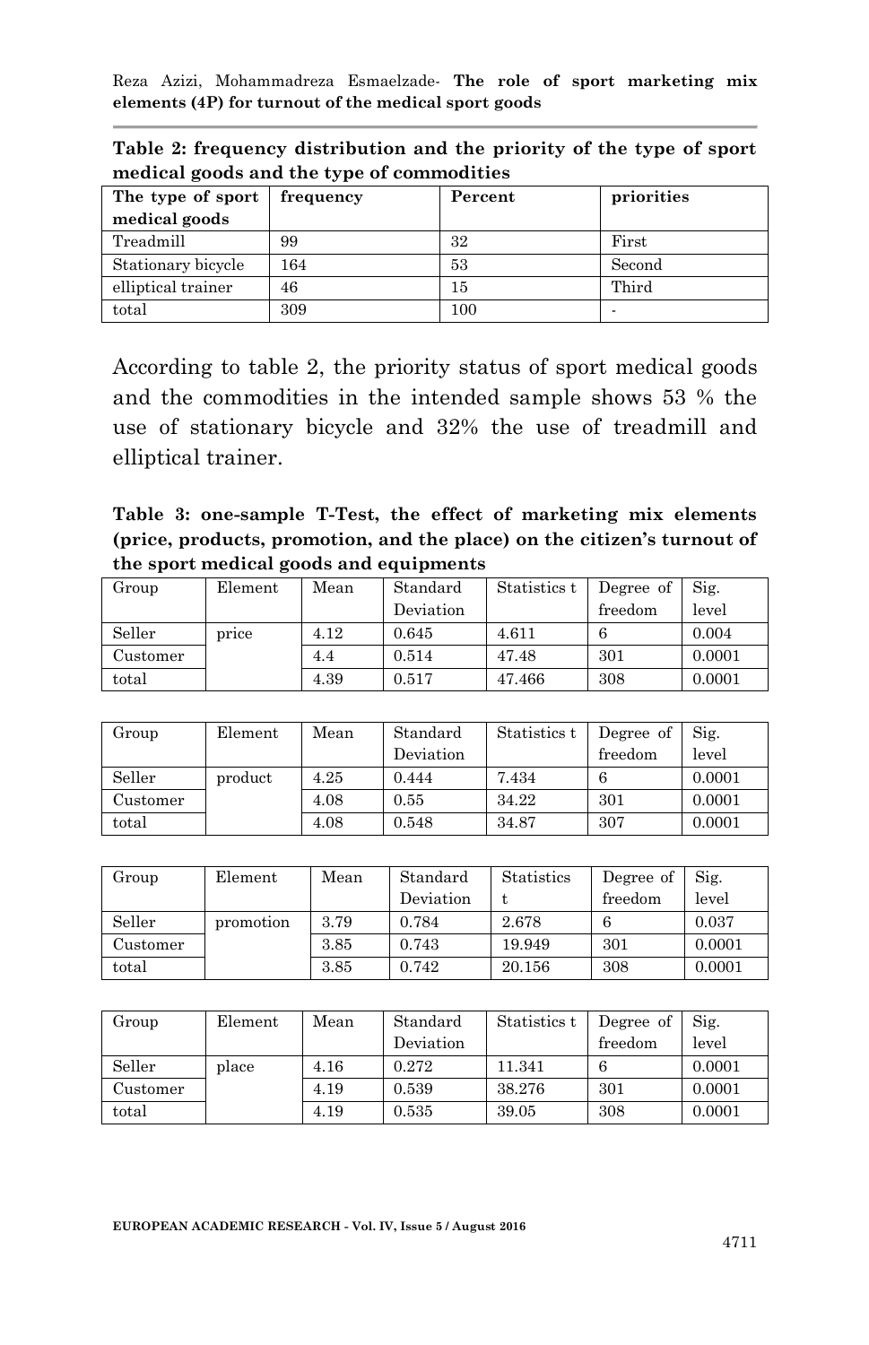**Table 2: frequency distribution and the priority of the type of sport medical goods and the type of commodities**

| The type of sport medical goods | frequency | Percent | priorities |
|---|---|---|---|
| Treadmill | 99 | 32 | First |
| Stationary bicycle | 164 | 53 | Second |
| elliptical trainer | 46 | 15 | Third |
| total | 309 | 100 | - |

According to table 2, the priority status of sport medical goods and the commodities in the intended sample shows 53 % the use of stationary bicycle and 32% the use of treadmill and elliptical trainer.

**Table 3: one-sample T-Test, the effect of marketing mix elements (price, products, promotion, and the place) on the citizen's turnout of the sport medical goods and equipments**

| Group | Element | Mean | Standard Deviation | Statistics t | Degree of freedom | Sig. level |
|---|---|---|---|---|---|---|
| Seller | price | 4.12 | 0.645 | 4.611 | 6 | 0.004 |
| Customer | | 4.4 | 0.514 | 47.48 | 301 | 0.0001 |
| total | | 4.39 | 0.517 | 47.466 | 308 | 0.0001 |

| Group | Element | Mean | Standard Deviation | Statistics t | Degree of freedom | Sig. level |
|---|---|---|---|---|---|---|
| Seller | product | 4.25 | 0.444 | 7.434 | 6 | 0.0001 |
| Customer | | 4.08 | 0.55 | 34.22 | 301 | 0.0001 |
| total | | 4.08 | 0.548 | 34.87 | 307 | 0.0001 |

| Group | Element | Mean | Standard Deviation | Statistics t | Degree of freedom | Sig. level |
|---|---|---|---|---|---|---|
| Seller | promotion | 3.79 | 0.784 | 2.678 | 6 | 0.037 |
| Customer | | 3.85 | 0.743 | 19.949 | 301 | 0.0001 |
| total | | 3.85 | 0.742 | 20.156 | 308 | 0.0001 |

| Group | Element | Mean | Standard Deviation | Statistics t | Degree of freedom | Sig. level |
|---|---|---|---|---|---|---|
| Seller | place | 4.16 | 0.272 | 11.341 | 6 | 0.0001 |
| Customer | | 4.19 | 0.539 | 38.276 | 301 | 0.0001 |
| total | | 4.19 | 0.535 | 39.05 | 308 | 0.0001 |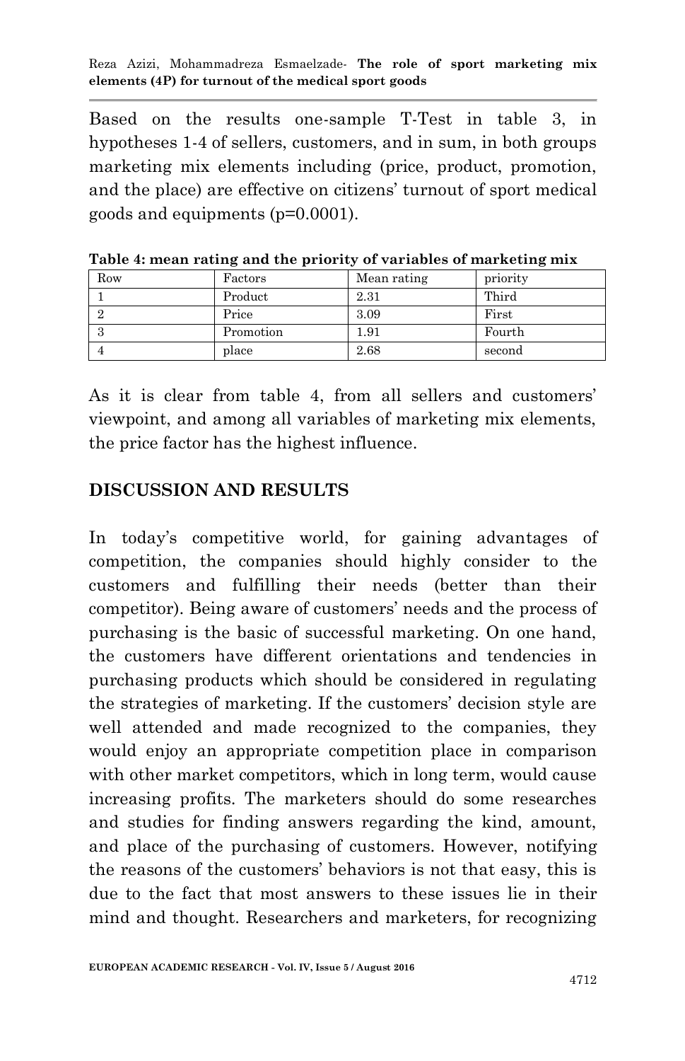Based on the results one-sample T-Test in table 3, in hypotheses 1-4 of sellers, customers, and in sum, in both groups marketing mix elements including (price, product, promotion, and the place) are effective on citizens' turnout of sport medical goods and equipments (p=0.0001).

**Table 4: mean rating and the priority of variables of marketing mix**

| Row | Factors | Mean rating | priority |
|---|---|---|---|
| 1 | Product | 2.31 | Third |
| 2 | Price | 3.09 | First |
| 3 | Promotion | 1.91 | Fourth |
| 4 | place | 2.68 | second |

As it is clear from table 4, from all sellers and customers' viewpoint, and among all variables of marketing mix elements, the price factor has the highest influence.

## DISCUSSION AND RESULTS

In today's competitive world, for gaining advantages of competition, the companies should highly consider to the customers and fulfilling their needs (better than their competitor). Being aware of customers' needs and the process of purchasing is the basic of successful marketing. On one hand, the customers have different orientations and tendencies in purchasing products which should be considered in regulating the strategies of marketing. If the customers' decision style are well attended and made recognized to the companies, they would enjoy an appropriate competition place in comparison with other market competitors, which in long term, would cause increasing profits. The marketers should do some researches and studies for finding answers regarding the kind, amount, and place of the purchasing of customers. However, notifying the reasons of the customers' behaviors is not that easy, this is due to the fact that most answers to these issues lie in their mind and thought. Researchers and marketers, for recognizing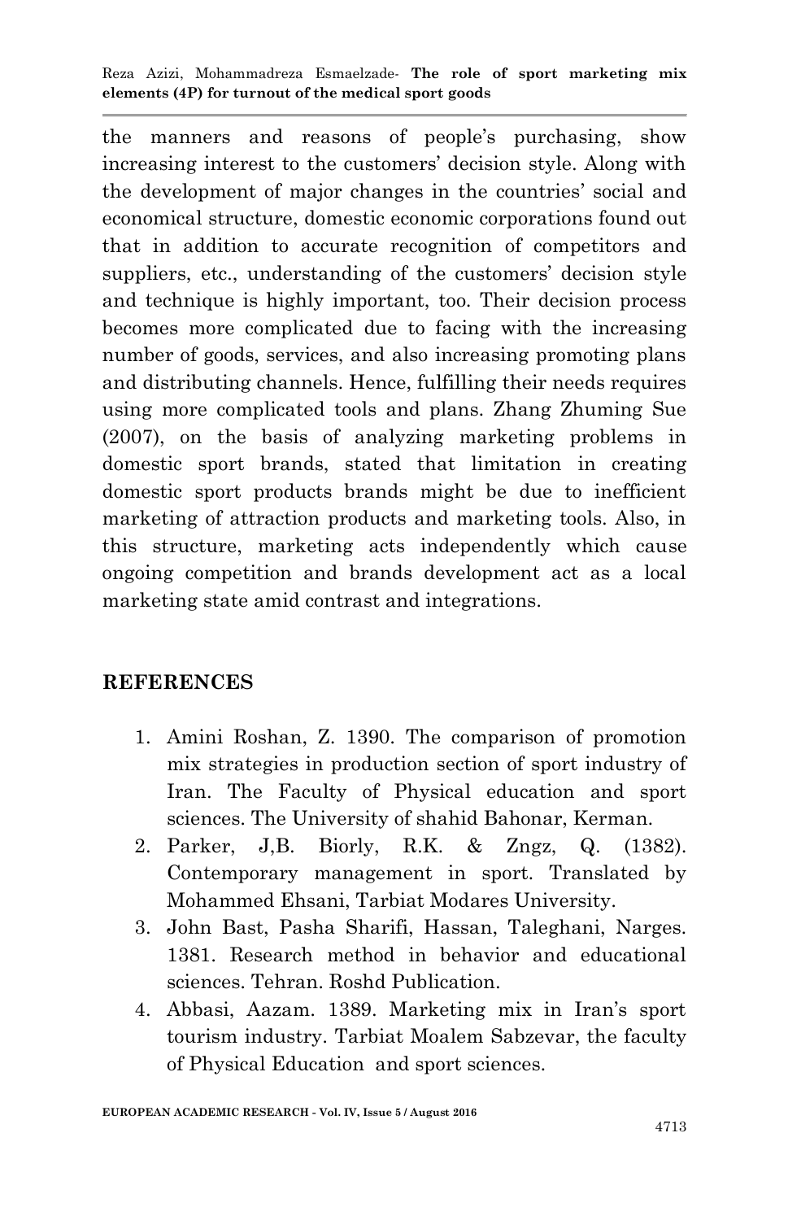the manners and reasons of people's purchasing, show increasing interest to the customers' decision style. Along with the development of major changes in the countries' social and economical structure, domestic economic corporations found out that in addition to accurate recognition of competitors and suppliers, etc., understanding of the customers' decision style and technique is highly important, too. Their decision process becomes more complicated due to facing with the increasing number of goods, services, and also increasing promoting plans and distributing channels. Hence, fulfilling their needs requires using more complicated tools and plans. Zhang Zhuming Sue (2007), on the basis of analyzing marketing problems in domestic sport brands, stated that limitation in creating domestic sport products brands might be due to inefficient marketing of attraction products and marketing tools. Also, in this structure, marketing acts independently which cause ongoing competition and brands development act as a local marketing state amid contrast and integrations.

## REFERENCES

1. Amini Roshan, Z. 1390. The comparison of promotion mix strategies in production section of sport industry of Iran. The Faculty of Physical education and sport sciences. The University of shahid Bahonar, Kerman.
2. Parker, J,B. Biorly, R.K. & Zngz, Q. (1382). Contemporary management in sport. Translated by Mohammed Ehsani, Tarbiat Modares University.
3. John Bast, Pasha Sharifi, Hassan, Taleghani, Narges. 1381. Research method in behavior and educational sciences. Tehran. Roshd Publication.
4. Abbasi, Aazam. 1389. Marketing mix in Iran's sport tourism industry. Tarbiat Moalem Sabzevar, the faculty of Physical Education and sport sciences.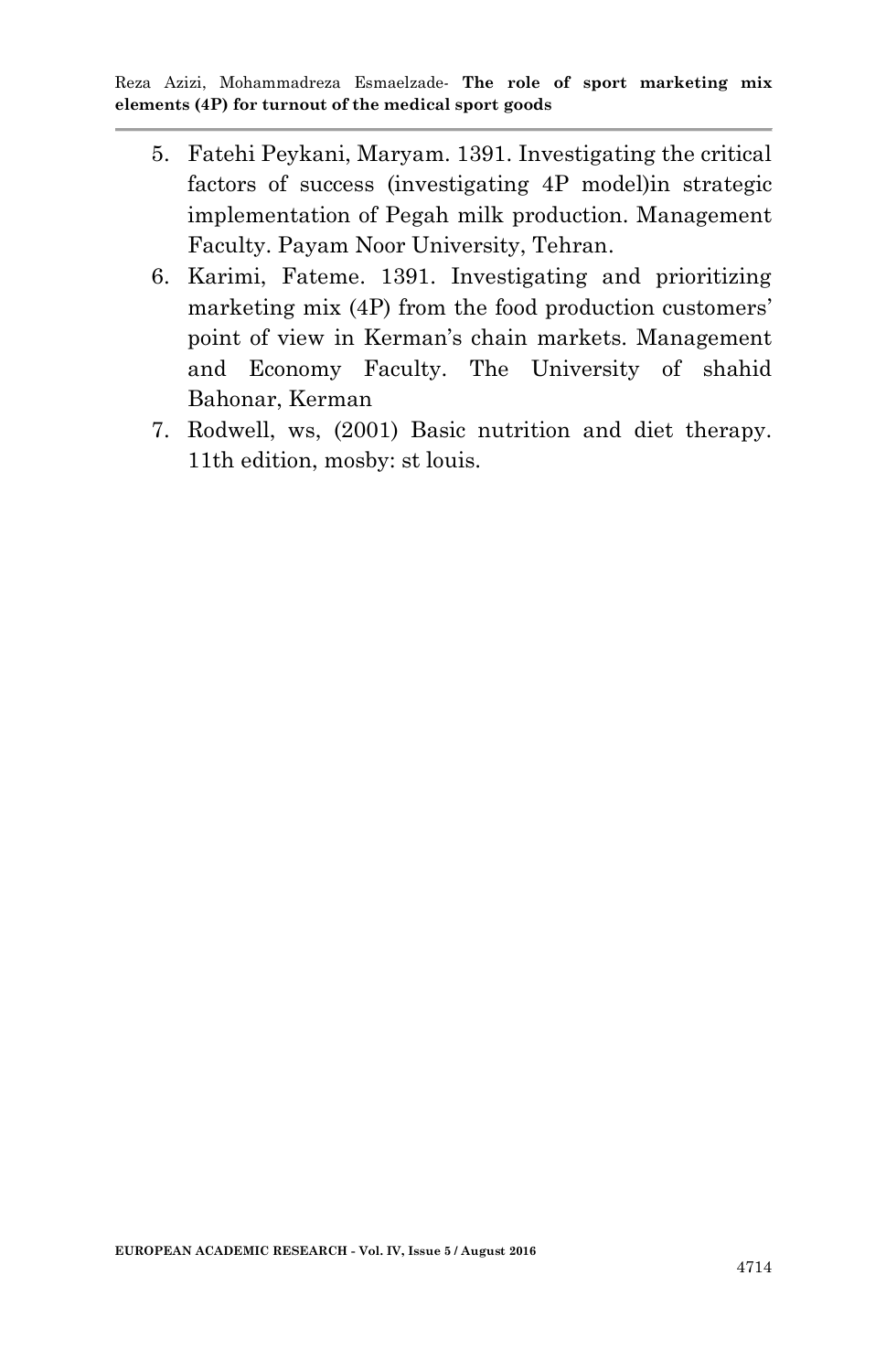5. Fatehi Peykani, Maryam. 1391. Investigating the critical factors of success (investigating 4P model)in strategic implementation of Pegah milk production. Management Faculty. Payam Noor University, Tehran.
6. Karimi, Fateme. 1391. Investigating and prioritizing marketing mix (4P) from the food production customers' point of view in Kerman's chain markets. Management and Economy Faculty. The University of shahid Bahonar, Kerman
7. Rodwell, ws, (2001) Basic nutrition and diet therapy. 11th edition, mosby: st louis.